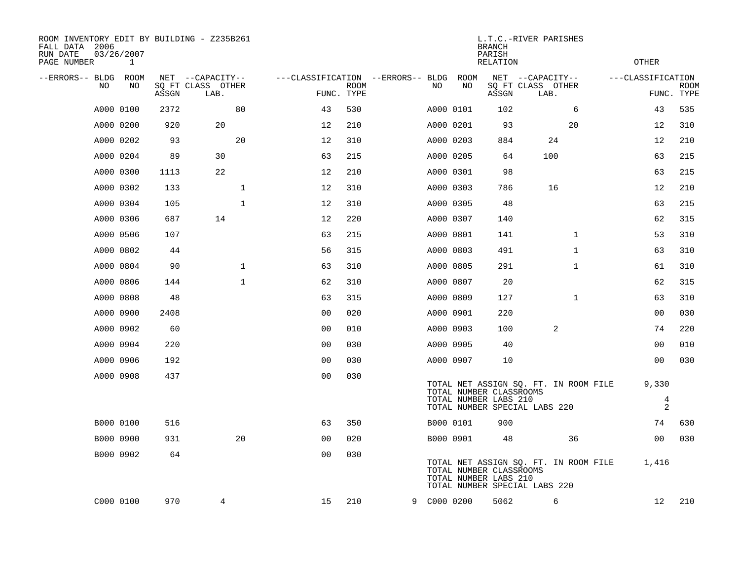ROOM INVENTORY EDIT BY BUILDING - Z235B261
FALL DATA 2006
RUN DATE 03/26/2007
PAGE NUMBER 1

L.T.C.-RIVER PARISHES
BRANCH
PARISH
RELATION
OTHER

| --ERRORS-- | BLDG NO | ROOM NO | NET SQ FT ASSGN | CAPACITY CLASS LAB. | CAPACITY OTHER | CLASSIFICATION FUNC. | ROOM TYPE | --ERRORS-- | BLDG NO | ROOM NO | NET SQ FT ASSGN | CAPACITY CLASS LAB. | CAPACITY OTHER | CLASSIFICATION FUNC. | ROOM TYPE |
|---|---|---|---|---|---|---|---|---|---|---|---|---|---|---|---|
| | A000 | 0100 | 2372 | | 80 | 43 | 530 | | A000 | 0101 | 102 | | 6 | 43 | 535 |
| | A000 | 0200 | 920 | 20 | | 12 | 210 | | A000 | 0201 | 93 | | 20 | 12 | 310 |
| | A000 | 0202 | 93 | | 20 | 12 | 310 | | A000 | 0203 | 884 | 24 | | 12 | 210 |
| | A000 | 0204 | 89 | 30 | | 63 | 215 | | A000 | 0205 | 64 | 100 | | 63 | 215 |
| | A000 | 0300 | 1113 | 22 | | 12 | 210 | | A000 | 0301 | 98 | | | 63 | 215 |
| | A000 | 0302 | 133 | | 1 | 12 | 310 | | A000 | 0303 | 786 | 16 | | 12 | 210 |
| | A000 | 0304 | 105 | | 1 | 12 | 310 | | A000 | 0305 | 48 | | | 63 | 215 |
| | A000 | 0306 | 687 | 14 | | 12 | 220 | | A000 | 0307 | 140 | | | 62 | 315 |
| | A000 | 0506 | 107 | | | 63 | 215 | | A000 | 0801 | 141 | | 1 | 53 | 310 |
| | A000 | 0802 | 44 | | | 56 | 315 | | A000 | 0803 | 491 | | 1 | 63 | 310 |
| | A000 | 0804 | 90 | | 1 | 63 | 310 | | A000 | 0805 | 291 | | 1 | 61 | 310 |
| | A000 | 0806 | 144 | | 1 | 62 | 310 | | A000 | 0807 | 20 | | | 62 | 315 |
| | A000 | 0808 | 48 | | | 63 | 315 | | A000 | 0809 | 127 | | 1 | 63 | 310 |
| | A000 | 0900 | 2408 | | | 00 | 020 | | A000 | 0901 | 220 | | | 00 | 030 |
| | A000 | 0902 | 60 | | | 00 | 010 | | A000 | 0903 | 100 | 2 | | 74 | 220 |
| | A000 | 0904 | 220 | | | 00 | 030 | | A000 | 0905 | 40 | | | 00 | 010 |
| | A000 | 0906 | 192 | | | 00 | 030 | | A000 | 0907 | 10 | | | 00 | 030 |
| | A000 | 0908 | 437 | | | 00 | 030 | | | | | | | | |

TOTAL NET ASSIGN SQ. FT. IN ROOM FILE 9,330
TOTAL NUMBER CLASSROOMS 4
TOTAL NUMBER LABS 210 2
TOTAL NUMBER SPECIAL LABS 220

| --ERRORS-- | BLDG NO | ROOM NO | NET SQ FT ASSGN | CAPACITY CLASS LAB. | CAPACITY OTHER | CLASSIFICATION FUNC. | ROOM TYPE | --ERRORS-- | BLDG NO | ROOM NO | NET SQ FT ASSGN | CAPACITY CLASS LAB. | CAPACITY OTHER | CLASSIFICATION FUNC. | ROOM TYPE |
|---|---|---|---|---|---|---|---|---|---|---|---|---|---|---|---|
| | B000 | 0100 | 516 | | | 63 | 350 | | B000 | 0101 | 900 | | | 74 | 630 |
| | B000 | 0900 | 931 | | 20 | 00 | 020 | | B000 | 0901 | 48 | | 36 | 00 | 030 |
| | B000 | 0902 | 64 | | | 00 | 030 | | | | | | | | |

TOTAL NET ASSIGN SQ. FT. IN ROOM FILE 1,416
TOTAL NUMBER CLASSROOMS
TOTAL NUMBER LABS 210
TOTAL NUMBER SPECIAL LABS 220

| --ERRORS-- | BLDG NO | ROOM NO | NET SQ FT ASSGN | CAPACITY CLASS LAB. | CAPACITY OTHER | CLASSIFICATION FUNC. | ROOM TYPE | --ERRORS-- | BLDG NO | ROOM NO | NET SQ FT ASSGN | CAPACITY CLASS LAB. | CAPACITY OTHER | CLASSIFICATION FUNC. | ROOM TYPE |
|---|---|---|---|---|---|---|---|---|---|---|---|---|---|---|---|
| | C000 | 0100 | 970 | 4 | | 15 | 210 | 9 | C000 | 0200 | 5062 | 6 | | 12 | 210 |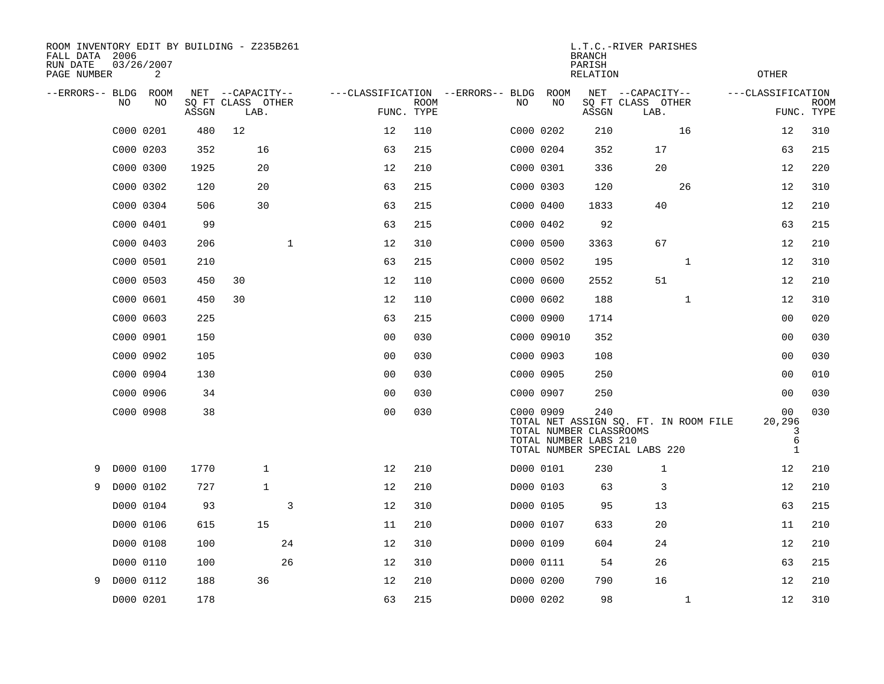ROOM INVENTORY EDIT BY BUILDING - Z235B261
FALL DATA 2006
RUN DATE 03/26/2007
PAGE NUMBER 2

L.T.C.-RIVER PARISHES
BRANCH
PARISH
RELATION
OTHER

| --ERRORS-- | BLDG NO | ROOM NO | NET SQ FT ASSGN | CAPACITY CLASS | CAPACITY LAB. | CAPACITY OTHER | FUNC. | ROOM TYPE | --ERRORS-- | BLDG NO | ROOM NO | NET SQ FT ASSGN | CAPACITY CLASS | CAPACITY LAB. | CAPACITY OTHER | FUNC. | ROOM TYPE |
|---|---|---|---|---|---|---|---|---|---|---|---|---|---|---|---|---|---|
| | C000 | 0201 | 480 | 12 | | | 12 | 110 | | C000 | 0202 | 210 | | | 16 | 12 | 310 |
| | C000 | 0203 | 352 | | 16 | | 63 | 215 | | C000 | 0204 | 352 | | 17 | | 63 | 215 |
| | C000 | 0300 | 1925 | | 20 | | 12 | 210 | | C000 | 0301 | 336 | | 20 | | 12 | 220 |
| | C000 | 0302 | 120 | | 20 | | 63 | 215 | | C000 | 0303 | 120 | | | 26 | 12 | 310 |
| | C000 | 0304 | 506 | | 30 | | 63 | 215 | | C000 | 0400 | 1833 | | 40 | | 12 | 210 |
| | C000 | 0401 | 99 | | | | 63 | 215 | | C000 | 0402 | 92 | | | | 63 | 215 |
| | C000 | 0403 | 206 | | | 1 | 12 | 310 | | C000 | 0500 | 3363 | | 67 | | 12 | 210 |
| | C000 | 0501 | 210 | | | | 63 | 215 | | C000 | 0502 | 195 | | | 1 | 12 | 310 |
| | C000 | 0503 | 450 | 30 | | | 12 | 110 | | C000 | 0600 | 2552 | | 51 | | 12 | 210 |
| | C000 | 0601 | 450 | 30 | | | 12 | 110 | | C000 | 0602 | 188 | | | 1 | 12 | 310 |
| | C000 | 0603 | 225 | | | | 63 | 215 | | C000 | 0900 | 1714 | | | | 00 | 020 |
| | C000 | 0901 | 150 | | | | 00 | 030 | | C000 | 09010 | 352 | | | | 00 | 030 |
| | C000 | 0902 | 105 | | | | 00 | 030 | | C000 | 0903 | 108 | | | | 00 | 030 |
| | C000 | 0904 | 130 | | | | 00 | 030 | | C000 | 0905 | 250 | | | | 00 | 010 |
| | C000 | 0906 | 34 | | | | 00 | 030 | | C000 | 0907 | 250 | | | | 00 | 030 |
| | C000 | 0908 | 38 | | | | 00 | 030 | | C000 | 0909 | 240 | | | | 00 | 030 |
| | | | | | | | | | | TOTAL NET ASSIGN SQ. FT. IN ROOM FILE | | | | | | 20,296 | |
| | | | | | | | | | | TOTAL NUMBER CLASSROOMS | | | | | | 3 | |
| | | | | | | | | | | TOTAL NUMBER LABS 210 | | | | | | 6 | |
| | | | | | | | | | | TOTAL NUMBER SPECIAL LABS 220 | | | | | | 1 | |
| 9 | D000 | 0100 | 1770 | | 1 | | 12 | 210 | | D000 | 0101 | 230 | | 1 | | 12 | 210 |
| 9 | D000 | 0102 | 727 | | 1 | | 12 | 210 | | D000 | 0103 | 63 | | 3 | | 12 | 210 |
| | D000 | 0104 | 93 | | | 3 | 12 | 310 | | D000 | 0105 | 95 | | 13 | | 63 | 215 |
| | D000 | 0106 | 615 | | 15 | | 11 | 210 | | D000 | 0107 | 633 | | 20 | | 11 | 210 |
| | D000 | 0108 | 100 | | | 24 | 12 | 310 | | D000 | 0109 | 604 | | 24 | | 12 | 210 |
| | D000 | 0110 | 100 | | | 26 | 12 | 310 | | D000 | 0111 | 54 | | 26 | | 63 | 215 |
| 9 | D000 | 0112 | 188 | | 36 | | 12 | 210 | | D000 | 0200 | 790 | | 16 | | 12 | 210 |
| | D000 | 0201 | 178 | | | | 63 | 215 | | D000 | 0202 | 98 | | | 1 | 12 | 310 |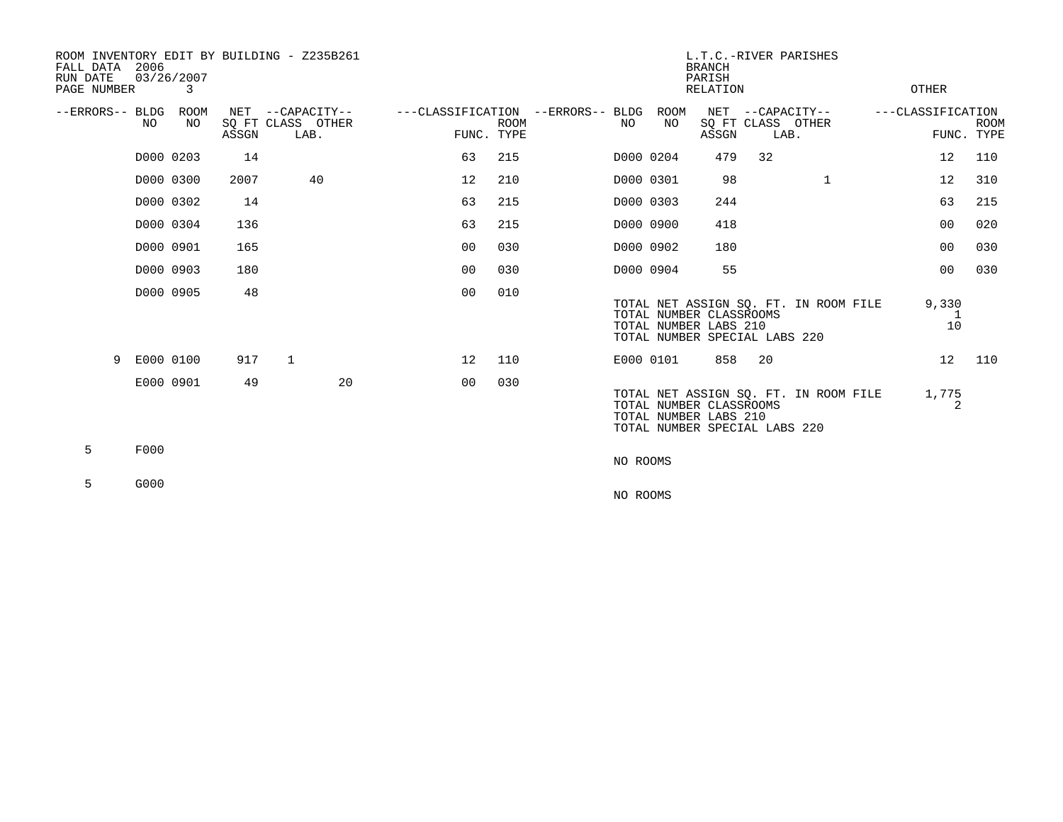ROOM INVENTORY EDIT BY BUILDING - Z235B261
FALL DATA 2006
RUN DATE 03/26/2007

L.T.C.-RIVER PARISHES
BRANCH
PARISH
RELATION
OTHER

| --ERRORS-- | BLDG NO | ROOM NO | NET SQ FT ASSGN | --CAPACITY-- CLASS LAB. | OTHER | ---CLASSIFICATION FUNC. | ROOM TYPE | --ERRORS-- | BLDG NO | ROOM NO | NET SQ FT ASSGN | --CAPACITY-- CLASS LAB. | OTHER | ---CLASSIFICATION FUNC. | ROOM TYPE |
|---|---|---|---|---|---|---|---|---|---|---|---|---|---|---|---|
| | D000 | 0203 | 14 | | | 63 | 215 | | D000 | 0204 | 479 | 32 | | 12 | 110 |
| | D000 | 0300 | 2007 | 40 | | 12 | 210 | | D000 | 0301 | 98 | | 1 | 12 | 310 |
| | D000 | 0302 | 14 | | | 63 | 215 | | D000 | 0303 | 244 | | | 63 | 215 |
| | D000 | 0304 | 136 | | | 63 | 215 | | D000 | 0900 | 418 | | | 00 | 020 |
| | D000 | 0901 | 165 | | | 00 | 030 | | D000 | 0902 | 180 | | | 00 | 030 |
| | D000 | 0903 | 180 | | | 00 | 030 | | D000 | 0904 | 55 | | | 00 | 030 |
| | D000 | 0905 | 48 | | | 00 | 010 | | | | | | | | |

TOTAL NET ASSIGN SQ. FT. IN ROOM FILE 9,330
TOTAL NUMBER CLASSROOMS 1
TOTAL NUMBER LABS 210 10
TOTAL NUMBER SPECIAL LABS 220

| --ERRORS-- | BLDG NO | ROOM NO | NET SQ FT ASSGN | --CAPACITY-- CLASS LAB. | OTHER | ---CLASSIFICATION FUNC. | ROOM TYPE | --ERRORS-- | BLDG NO | ROOM NO | NET SQ FT ASSGN | --CAPACITY-- CLASS LAB. | OTHER | ---CLASSIFICATION FUNC. | ROOM TYPE |
|---|---|---|---|---|---|---|---|---|---|---|---|---|---|---|---|
| 9 | E000 | 0100 | 917 | 1 | | 12 | 110 | | E000 | 0101 | 858 | 20 | | 12 | 110 |
| | E000 | 0901 | 49 | | 20 | 00 | 030 | | | | | | | | |

TOTAL NET ASSIGN SQ. FT. IN ROOM FILE 1,775
TOTAL NUMBER CLASSROOMS 2
TOTAL NUMBER LABS 210
TOTAL NUMBER SPECIAL LABS 220

5 F000

NO ROOMS

5 G000

NO ROOMS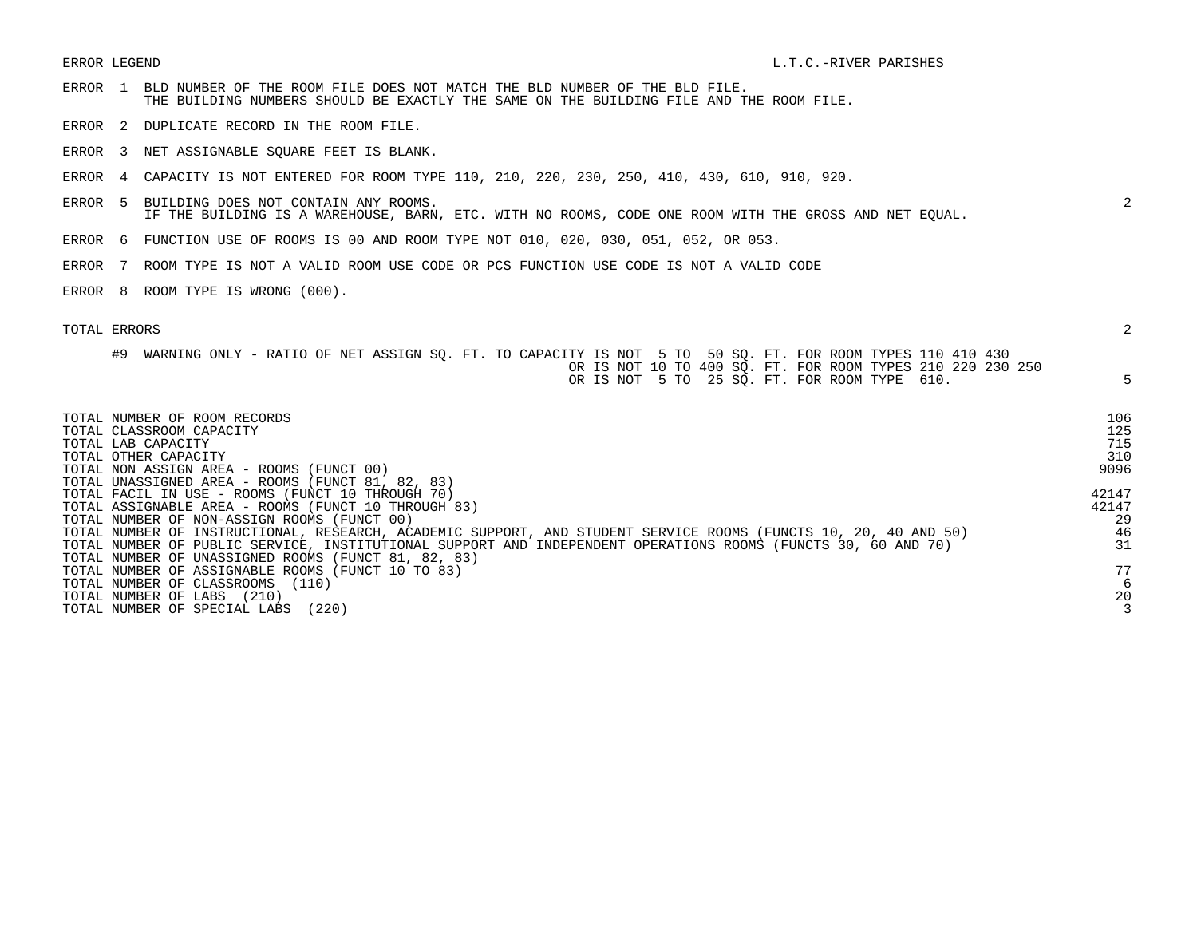ERROR LEGEND — L.T.C.-RIVER PARISHES

| | | |
|---|---|---|
| ERROR 1 | BLD NUMBER OF THE ROOM FILE DOES NOT MATCH THE BLD NUMBER OF THE BLD FILE. THE BUILDING NUMBERS SHOULD BE EXACTLY THE SAME ON THE BUILDING FILE AND THE ROOM FILE. | |
| ERROR 2 | DUPLICATE RECORD IN THE ROOM FILE. | |
| ERROR 3 | NET ASSIGNABLE SQUARE FEET IS BLANK. | |
| ERROR 4 | CAPACITY IS NOT ENTERED FOR ROOM TYPE 110, 210, 220, 230, 250, 410, 430, 610, 910, 920. | |
| ERROR 5 | BUILDING DOES NOT CONTAIN ANY ROOMS. IF THE BUILDING IS A WAREHOUSE, BARN, ETC. WITH NO ROOMS, CODE ONE ROOM WITH THE GROSS AND NET EQUAL. | 2 |
| ERROR 6 | FUNCTION USE OF ROOMS IS 00 AND ROOM TYPE NOT 010, 020, 030, 051, 052, OR 053. | |
| ERROR 7 | ROOM TYPE IS NOT A VALID ROOM USE CODE OR PCS FUNCTION USE CODE IS NOT A VALID CODE | |
| ERROR 8 | ROOM TYPE IS WRONG (000). | |
| TOTAL ERRORS | | 2 |
| #9 | WARNING ONLY - RATIO OF NET ASSIGN SQ. FT. TO CAPACITY IS NOT 5 TO 50 SQ. FT. FOR ROOM TYPES 110 410 430 OR IS NOT 10 TO 400 SQ. FT. FOR ROOM TYPES 210 220 230 250 OR IS NOT 5 TO 25 SQ. FT. FOR ROOM TYPE 610. | 5 |

| | |
|---|---|
| TOTAL NUMBER OF ROOM RECORDS | 106 |
| TOTAL CLASSROOM CAPACITY | 125 |
| TOTAL LAB CAPACITY | 715 |
| TOTAL OTHER CAPACITY | 310 |
| TOTAL NON ASSIGN AREA - ROOMS (FUNCT 00) | 9096 |
| TOTAL UNASSIGNED AREA - ROOMS (FUNCT 81, 82, 83) | |
| TOTAL FACIL IN USE - ROOMS (FUNCT 10 THROUGH 70) | 42147 |
| TOTAL ASSIGNABLE AREA - ROOMS (FUNCT 10 THROUGH 83) | 42147 |
| TOTAL NUMBER OF NON-ASSIGN ROOMS (FUNCT 00) | 29 |
| TOTAL NUMBER OF INSTRUCTIONAL, RESEARCH, ACADEMIC SUPPORT, AND STUDENT SERVICE ROOMS (FUNCTS 10, 20, 40 AND 50) | 46 |
| TOTAL NUMBER OF PUBLIC SERVICE, INSTITUTIONAL SUPPORT AND INDEPENDENT OPERATIONS ROOMS (FUNCTS 30, 60 AND 70) | 31 |
| TOTAL NUMBER OF UNASSIGNED ROOMS (FUNCT 81, 82, 83) | |
| TOTAL NUMBER OF ASSIGNABLE ROOMS (FUNCT 10 TO 83) | 77 |
| TOTAL NUMBER OF CLASSROOMS (110) | 6 |
| TOTAL NUMBER OF LABS (210) | 20 |
| TOTAL NUMBER OF SPECIAL LABS (220) | 3 |